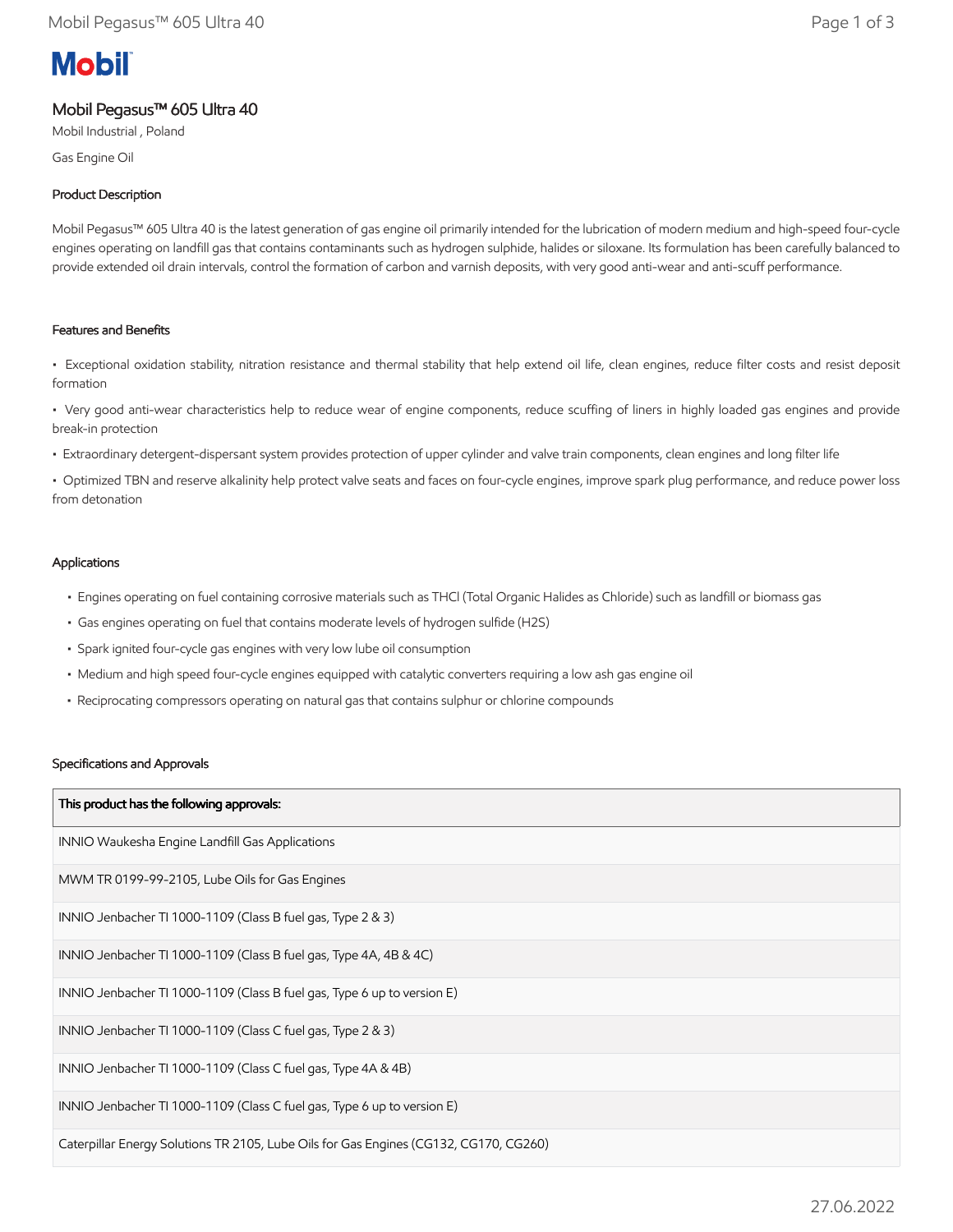# Mobil Pegasus™ 605 Ultra 40

Mobil Industrial , Poland

Gas Engine Oil

## Product Description

Mobil Pegasus™ 605 Ultra 40 is the latest generation of gas engine oil primarily intended for the lubrication of modern medium and high-speed four-cycle engines operating on landfill gas that contains contaminants such as hydrogen sulphide, halides or siloxane. Its formulation has been carefully balanced to provide extended oil drain intervals, control the formation of carbon and varnish deposits, with very good anti-wear and anti-scuff performance.

## Features and Benefits

- Exceptional oxidation stability, nitration resistance and thermal stability that help extend oil life, clean engines, reduce filter costs and resist deposit formation
- Very good anti-wear characteristics help to reduce wear of engine components, reduce scuffing of liners in highly loaded gas engines and provide break-in protection
- Extraordinary detergent-dispersant system provides protection of upper cylinder and valve train components, clean engines and long filter life
- Optimized TBN and reserve alkalinity help protect valve seats and faces on four-cycle engines, improve spark plug performance, and reduce power loss from detonation

## Applications

- Engines operating on fuel containing corrosive materials such as THCl (Total Organic Halides as Chloride) such as landfill or biomass gas
- Gas engines operating on fuel that contains moderate levels of hydrogen sulfide ($H_2S$)
- Spark ignited four-cycle gas engines with very low lube oil consumption
- Medium and high speed four-cycle engines equipped with catalytic converters requiring a low ash gas engine oil
- Reciprocating compressors operating on natural gas that contains sulphur or chlorine compounds

## Specifications and Approvals

| This product has the following approvals: |
| --- |
| INNIO Waukesha Engine Landfill Gas Applications |
| MWM TR 0199-99-2105, Lube Oils for Gas Engines |
| INNIO Jenbacher TI 1000-1109 (Class B fuel gas, Type 2 & 3) |
| INNIO Jenbacher TI 1000-1109 (Class B fuel gas, Type 4A, 4B & 4C) |
| INNIO Jenbacher TI 1000-1109 (Class B fuel gas, Type 6 up to version E) |
| INNIO Jenbacher TI 1000-1109 (Class C fuel gas, Type 2 & 3) |
| INNIO Jenbacher TI 1000-1109 (Class C fuel gas, Type 4A & 4B) |
| INNIO Jenbacher TI 1000-1109 (Class C fuel gas, Type 6 up to version E) |
| Caterpillar Energy Solutions TR 2105, Lube Oils for Gas Engines (CG132, CG170, CG260) |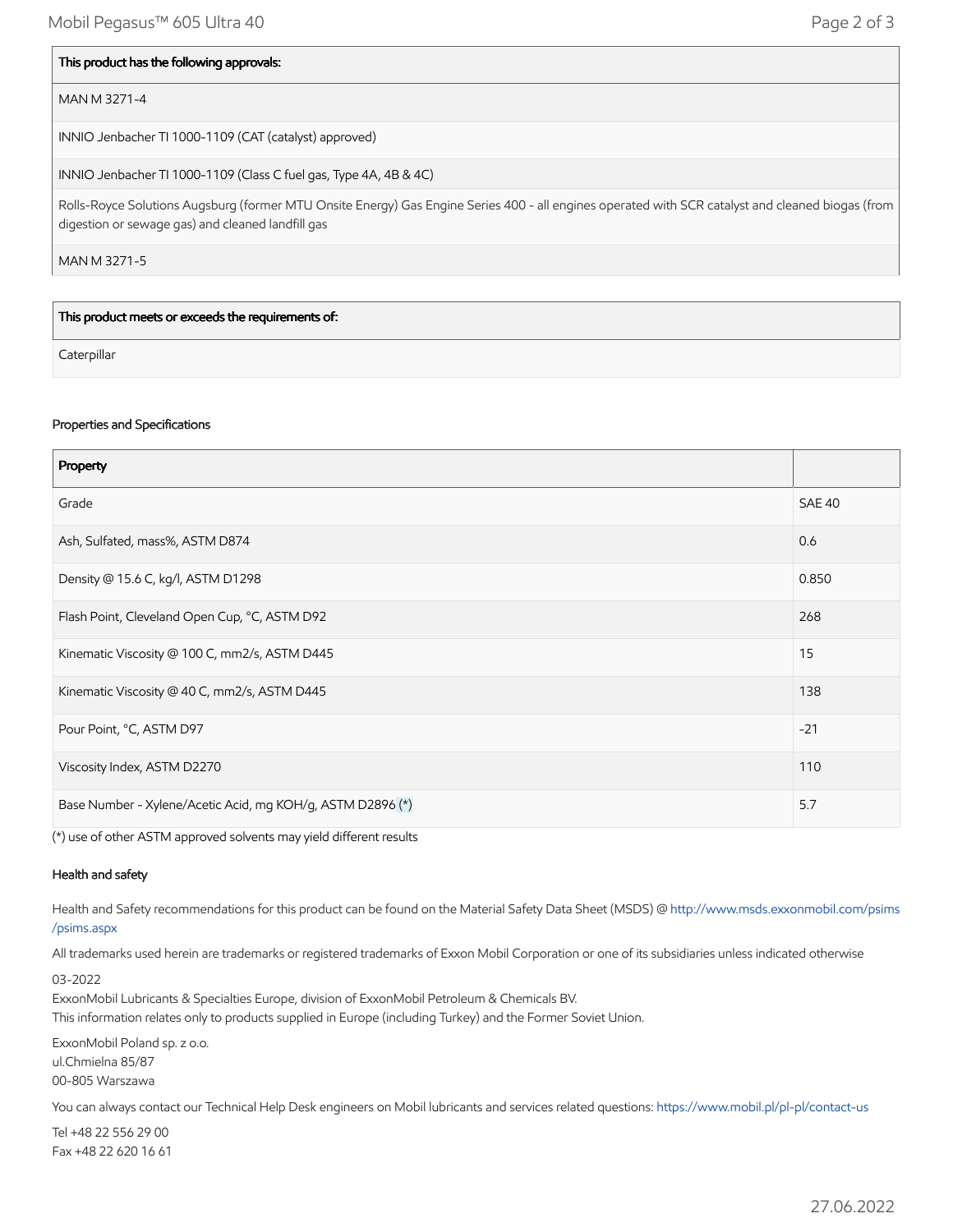| This product has the following approvals: |
| --- |
| MAN M 3271-4 |
| INNIO Jenbacher TI 1000-1109 (CAT (catalyst) approved) |
| INNIO Jenbacher TI 1000-1109 (Class C fuel gas, Type 4A, 4B & 4C) |
| Rolls-Royce Solutions Augsburg (former MTU Onsite Energy) Gas Engine Series 400 - all engines operated with SCR catalyst and cleaned biogas (from digestion or sewage gas) and cleaned landfill gas |
| MAN M 3271-5 |

| This product meets or exceeds the requirements of: |
| --- |
| Caterpillar |

### Properties and Specifications

| Property | |
| --- | --- |
| Grade | SAE 40 |
| Ash, Sulfated, mass%, ASTM D874 | 0.6 |
| Density @ 15.6 C, kg/l, ASTM D1298 | 0.850 |
| Flash Point, Cleveland Open Cup, °C, ASTM D92 | 268 |
| Kinematic Viscosity @ 100 C, mm2/s, ASTM D445 | 15 |
| Kinematic Viscosity @ 40 C, mm2/s, ASTM D445 | 138 |
| Pour Point, °C, ASTM D97 | -21 |
| Viscosity Index, ASTM D2270 | 110 |
| Base Number - Xylene/Acetic Acid, mg KOH/g, ASTM D2896 (*) | 5.7 |

(*) use of other ASTM approved solvents may yield different results

### Health and safety

Health and Safety recommendations for this product can be found on the Material Safety Data Sheet (MSDS) @ http://www.msds.exxonmobil.com/psims/psims.aspx

All trademarks used herein are trademarks or registered trademarks of Exxon Mobil Corporation or one of its subsidiaries unless indicated otherwise

03-2022
ExxonMobil Lubricants & Specialties Europe, division of ExxonMobil Petroleum & Chemicals BV.
This information relates only to products supplied in Europe (including Turkey) and the Former Soviet Union.

ExxonMobil Poland sp. z o.o.
ul.Chmielna 85/87
00-805 Warszawa

You can always contact our Technical Help Desk engineers on Mobil lubricants and services related questions: https://www.mobil.pl/pl-pl/contact-us

Tel +48 22 556 29 00
Fax +48 22 620 16 61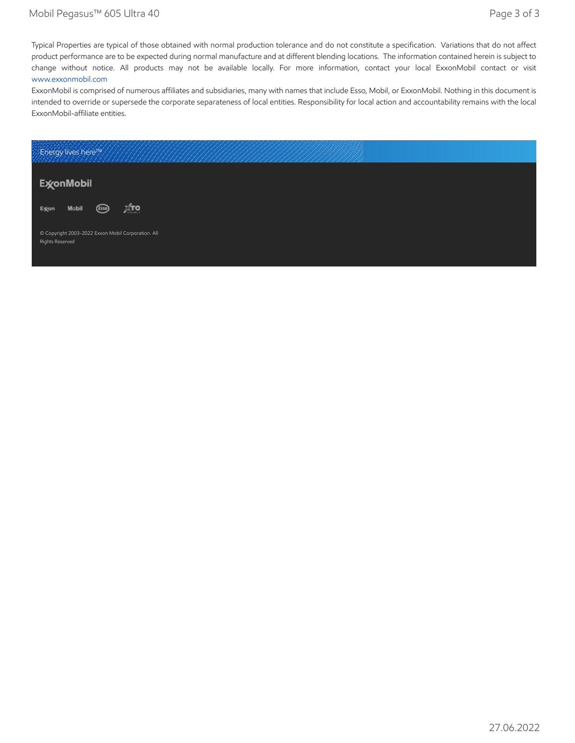Typical Properties are typical of those obtained with normal production tolerance and do not constitute a specification. Variations that do not affect product performance are to be expected during normal manufacture and at different blending locations. The information contained herein is subject to change without notice. All products may not be available locally. For more information, contact your local ExxonMobil contact or visit www.exxonmobil.com

ExxonMobil is comprised of numerous affiliates and subsidiaries, many with names that include Esso, Mobil, or ExxonMobil. Nothing in this document is intended to override or supersede the corporate separateness of local entities. Responsibility for local action and accountability remains with the local ExxonMobil-affiliate entities.

Energy lives here™

ExxonMobil

Exxon Mobil Esso XTO

© Copyright 2003-2022 Exxon Mobil Corporation. All Rights Reserved

27.06.2022